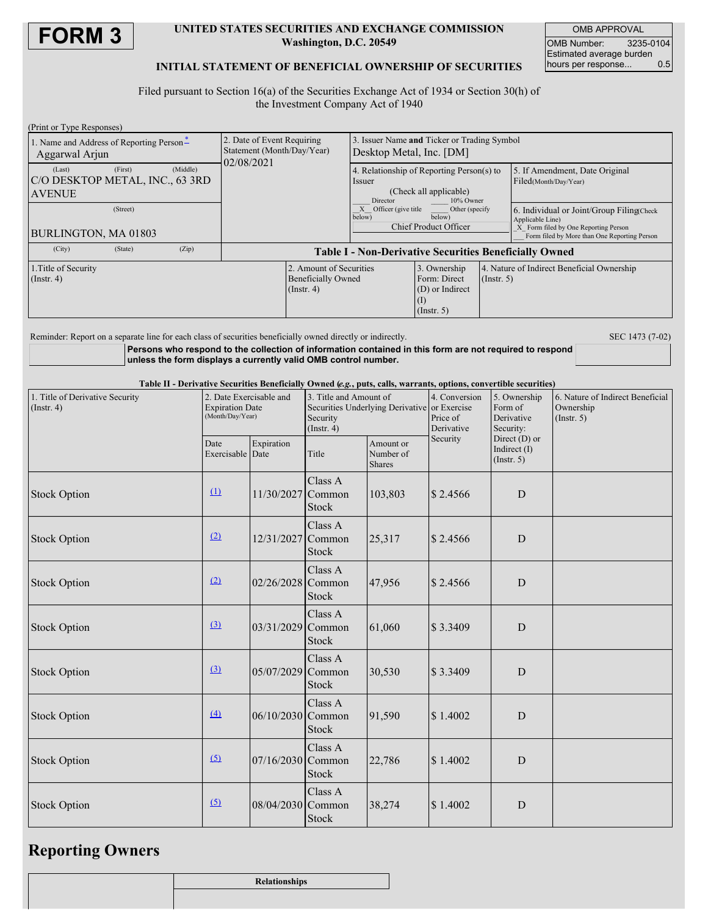# FORM 3

**UNITED STATES SECURITIES AND EXCHANGE COMMISSION**
**Washington, D.C. 20549**

**INITIAL STATEMENT OF BENEFICIAL OWNERSHIP OF SECURITIES**

| OMB APPROVAL | |
|---|---|
| OMB Number: | 3235-0104 |
| Estimated average burden hours per response... | 0.5 |

Filed pursuant to Section 16(a) of the Securities Exchange Act of 1934 or Section 30(h) of the Investment Company Act of 1940

(Print or Type Responses)

| 1. Name and Address of Reporting Person * | 2. Date of Event Requiring Statement (Month/Day/Year) | 3. Issuer Name **and** Ticker or Trading Symbol |
|---|---|---|
| Aggarwal Arjun (Last) (First) (Middle) C/O DESKTOP METAL, INC., 63 3RD AVENUE (Street) BURLINGTON, MA 01803 (City) (State) (Zip) | 02/08/2021 | Desktop Metal, Inc. [DM] |
| | | 4. Relationship of Reporting Person(s) to Issuer (Check all applicable) ___ Director ___ 10% Owner _X_ Officer (give title below) ___ Other (specify below) Chief Product Officer |
| | | 5. If Amendment, Date Original Filed(Month/Day/Year) |
| | | 6. Individual or Joint/Group Filing(Check Applicable Line) _X_ Form filed by One Reporting Person ___ Form filed by More than One Reporting Person |

**Table I - Non-Derivative Securities Beneficially Owned**

| 1.Title of Security (Instr. 4) | 2. Amount of Securities Beneficially Owned (Instr. 4) | 3. Ownership Form: Direct (D) or Indirect (I) (Instr. 5) | 4. Nature of Indirect Beneficial Ownership (Instr. 5) |
|---|---|---|---|

Reminder: Report on a separate line for each class of securities beneficially owned directly or indirectly.

SEC 1473 (7-02)

**Persons who respond to the collection of information contained in this form are not required to respond unless the form displays a currently valid OMB control number.**

**Table II - Derivative Securities Beneficially Owned (*e.g.*, puts, calls, warrants, options, convertible securities)**

| 1. Title of Derivative Security (Instr. 4) | 2. Date Exercisable and Expiration Date (Month/Day/Year) | | 3. Title and Amount of Securities Underlying Derivative Security (Instr. 4) | | 4. Conversion or Exercise Price of Derivative Security | 5. Ownership Form of Derivative Security: Direct (D) or Indirect (I) (Instr. 5) | 6. Nature of Indirect Beneficial Ownership (Instr. 5) |
|---|---|---|---|---|---|---|---|
| | Date Exercisable | Expiration Date | Title | Amount or Number of Shares | | | |
| Stock Option | (1) | 11/30/2027 | Class A Common Stock | 103,803 | $ 2.4566 | D | |
| Stock Option | (2) | 12/31/2027 | Class A Common Stock | 25,317 | $ 2.4566 | D | |
| Stock Option | (2) | 02/26/2028 | Class A Common Stock | 47,956 | $ 2.4566 | D | |
| Stock Option | (3) | 03/31/2029 | Class A Common Stock | 61,060 | $ 3.3409 | D | |
| Stock Option | (3) | 05/07/2029 | Class A Common Stock | 30,530 | $ 3.3409 | D | |
| Stock Option | (4) | 06/10/2030 | Class A Common Stock | 91,590 | $ 1.4002 | D | |
| Stock Option | (5) | 07/16/2030 | Class A Common Stock | 22,786 | $ 1.4002 | D | |
| Stock Option | (5) | 08/04/2030 | Class A Common Stock | 38,274 | $ 1.4002 | D | |

## Reporting Owners

| | Relationships |
|---|---|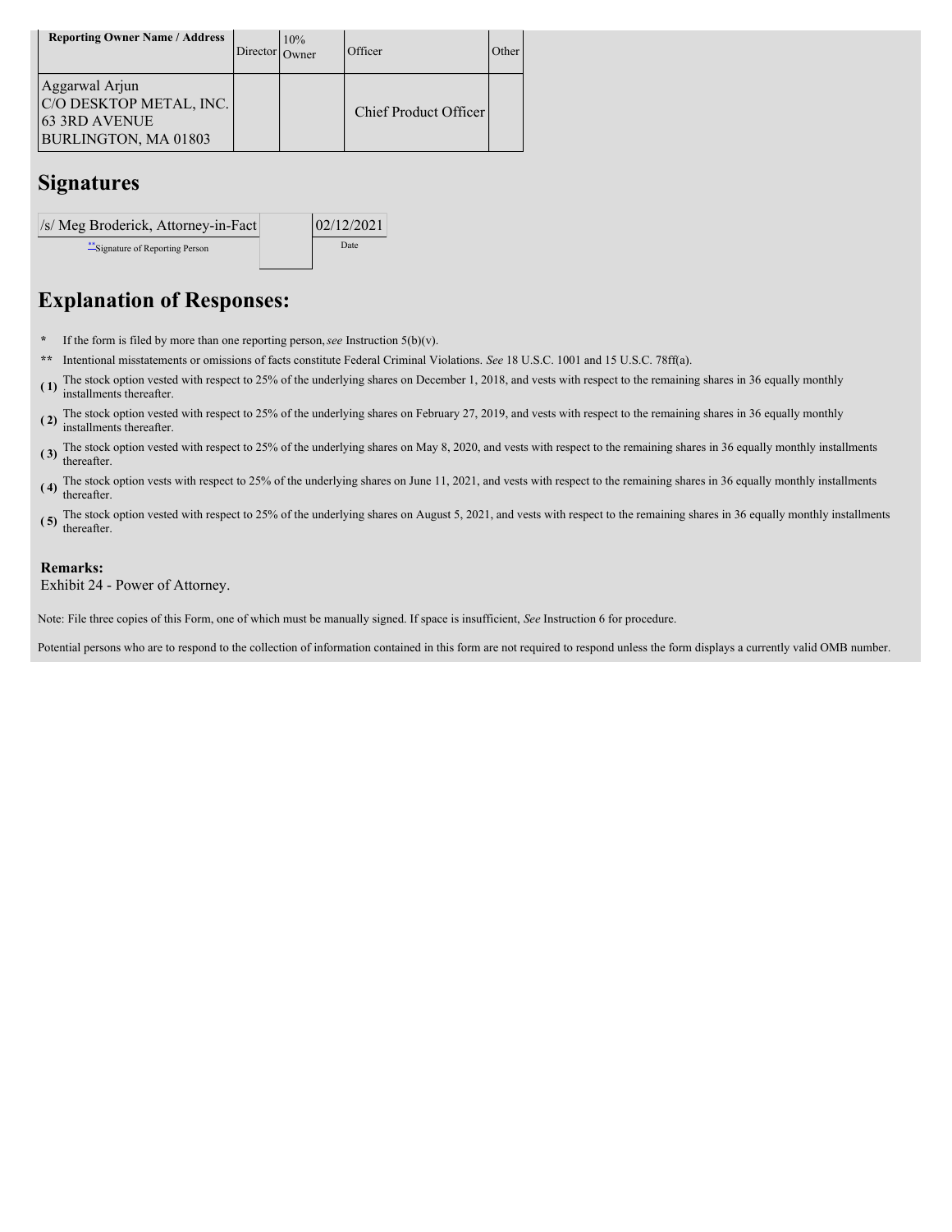| Reporting Owner Name / Address | Director | 10% Owner | Officer | Other |
| --- | --- | --- | --- | --- |
| Aggarwal Arjun<br>C/O DESKTOP METAL, INC.<br>63 3RD AVENUE<br>BURLINGTON, MA 01803 | | | Chief Product Officer | |

## Signatures

| /s/ Meg Broderick, Attorney-in-Fact | | 02/12/2021 |
| --- | --- | --- |
| **Signature of Reporting Person | | Date |

## Explanation of Responses:

- \* If the form is filed by more than one reporting person, *see* Instruction 5(b)(v).
- \*\* Intentional misstatements or omissions of facts constitute Federal Criminal Violations. *See* 18 U.S.C. 1001 and 15 U.S.C. 78ff(a).
- ( 1) The stock option vested with respect to 25% of the underlying shares on December 1, 2018, and vests with respect to the remaining shares in 36 equally monthly installments thereafter.
- ( 2) The stock option vested with respect to 25% of the underlying shares on February 27, 2019, and vests with respect to the remaining shares in 36 equally monthly installments thereafter.
- ( 3) The stock option vested with respect to 25% of the underlying shares on May 8, 2020, and vests with respect to the remaining shares in 36 equally monthly installments thereafter.
- ( 4) The stock option vests with respect to 25% of the underlying shares on June 11, 2021, and vests with respect to the remaining shares in 36 equally monthly installments thereafter.
- ( 5) The stock option vested with respect to 25% of the underlying shares on August 5, 2021, and vests with respect to the remaining shares in 36 equally monthly installments thereafter.

**Remarks:**
Exhibit 24 - Power of Attorney.

Note: File three copies of this Form, one of which must be manually signed. If space is insufficient, *See* Instruction 6 for procedure.

Potential persons who are to respond to the collection of information contained in this form are not required to respond unless the form displays a currently valid OMB number.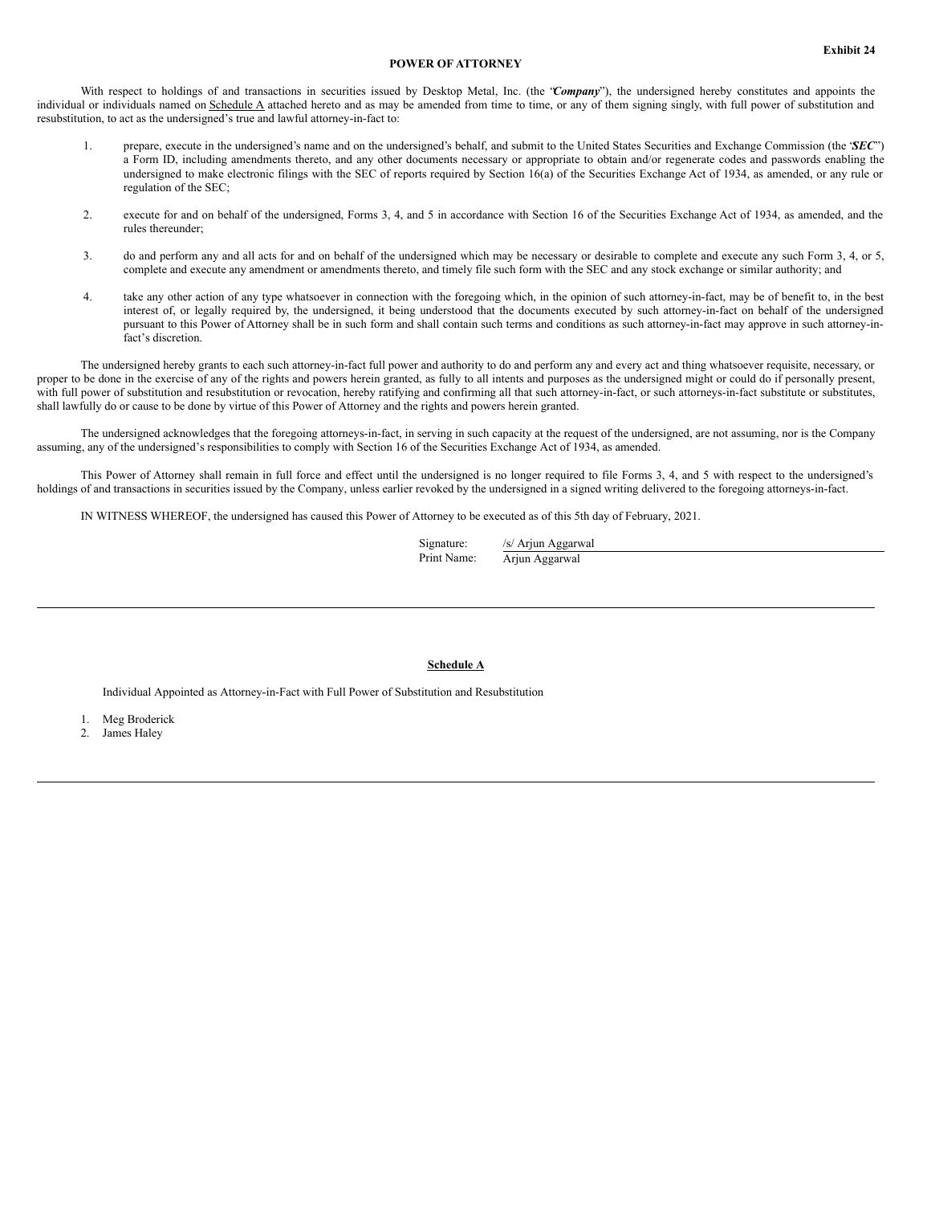Exhibit 24

**POWER OF ATTORNEY**

With respect to holdings of and transactions in securities issued by Desktop Metal, Inc. (the "***Company***"), the undersigned hereby constitutes and appoints the individual or individuals named on Schedule A attached hereto and as may be amended from time to time, or any of them signing singly, with full power of substitution and resubstitution, to act as the undersigned's true and lawful attorney-in-fact to:

1. prepare, execute in the undersigned's name and on the undersigned's behalf, and submit to the United States Securities and Exchange Commission (the "***SEC***") a Form ID, including amendments thereto, and any other documents necessary or appropriate to obtain and/or regenerate codes and passwords enabling the undersigned to make electronic filings with the SEC of reports required by Section 16(a) of the Securities Exchange Act of 1934, as amended, or any rule or regulation of the SEC;

2. execute for and on behalf of the undersigned, Forms 3, 4, and 5 in accordance with Section 16 of the Securities Exchange Act of 1934, as amended, and the rules thereunder;

3. do and perform any and all acts for and on behalf of the undersigned which may be necessary or desirable to complete and execute any such Form 3, 4, or 5, complete and execute any amendment or amendments thereto, and timely file such form with the SEC and any stock exchange or similar authority; and

4. take any other action of any type whatsoever in connection with the foregoing which, in the opinion of such attorney-in-fact, may be of benefit to, in the best interest of, or legally required by, the undersigned, it being understood that the documents executed by such attorney-in-fact on behalf of the undersigned pursuant to this Power of Attorney shall be in such form and shall contain such terms and conditions as such attorney-in-fact may approve in such attorney-in-fact's discretion.

The undersigned hereby grants to each such attorney-in-fact full power and authority to do and perform any and every act and thing whatsoever requisite, necessary, or proper to be done in the exercise of any of the rights and powers herein granted, as fully to all intents and purposes as the undersigned might or could do if personally present, with full power of substitution and resubstitution or revocation, hereby ratifying and confirming all that such attorney-in-fact, or such attorneys-in-fact substitute or substitutes, shall lawfully do or cause to be done by virtue of this Power of Attorney and the rights and powers herein granted.

The undersigned acknowledges that the foregoing attorneys-in-fact, in serving in such capacity at the request of the undersigned, are not assuming, nor is the Company assuming, any of the undersigned's responsibilities to comply with Section 16 of the Securities Exchange Act of 1934, as amended.

This Power of Attorney shall remain in full force and effect until the undersigned is no longer required to file Forms 3, 4, and 5 with respect to the undersigned's holdings of and transactions in securities issued by the Company, unless earlier revoked by the undersigned in a signed writing delivered to the foregoing attorneys-in-fact.

IN WITNESS WHEREOF, the undersigned has caused this Power of Attorney to be executed as of this 5th day of February, 2021.

Signature: /s/ Arjun Aggarwal
Print Name: Arjun Aggarwal

---

**Schedule A**

Individual Appointed as Attorney-in-Fact with Full Power of Substitution and Resubstitution

1. Meg Broderick
2. James Haley